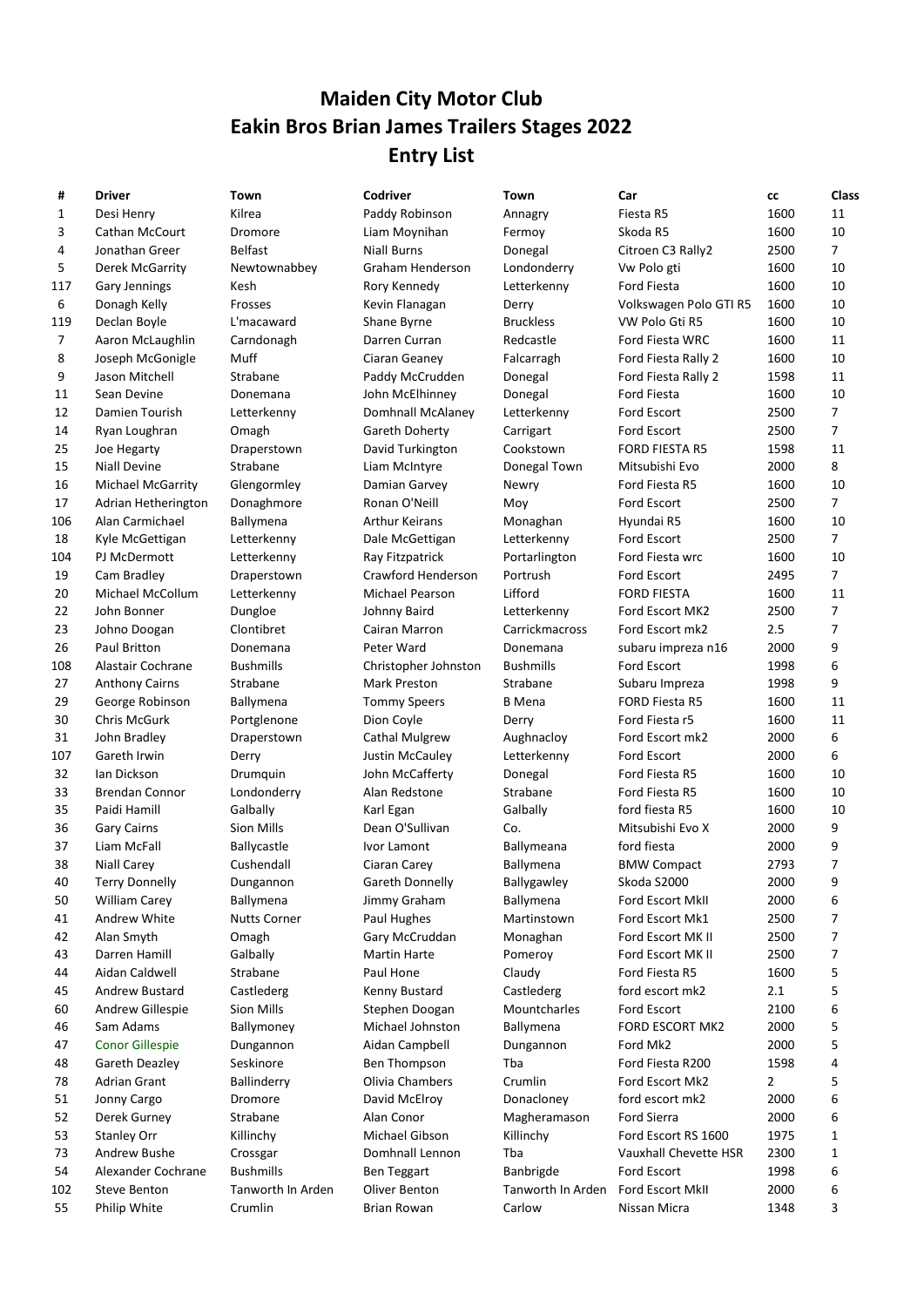# Maiden City Motor Club
# Eakin Bros Brian James Trailers Stages 2022
# Entry List

| # | Driver | Town | Codriver | Town | Car | cc | Class |
|---|---|---|---|---|---|---|---|
| 1 | Desi Henry | Kilrea | Paddy Robinson | Annagry | Fiesta R5 | 1600 | 11 |
| 3 | Cathan McCourt | Dromore | Liam Moynihan | Fermoy | Skoda R5 | 1600 | 10 |
| 4 | Jonathan Greer | Belfast | Niall Burns | Donegal | Citroen C3 Rally2 | 2500 | 7 |
| 5 | Derek McGarrity | Newtownabbey | Graham Henderson | Londonderry | Vw Polo gti | 1600 | 10 |
| 117 | Gary Jennings | Kesh | Rory Kennedy | Letterkenny | Ford Fiesta | 1600 | 10 |
| 6 | Donagh Kelly | Frosses | Kevin Flanagan | Derry | Volkswagen Polo GTI R5 | 1600 | 10 |
| 119 | Declan Boyle | L'macaward | Shane Byrne | Bruckless | VW Polo Gti R5 | 1600 | 10 |
| 7 | Aaron McLaughlin | Carndonagh | Darren Curran | Redcastle | Ford Fiesta WRC | 1600 | 11 |
| 8 | Joseph McGonigle | Muff | Ciaran Geaney | Falcarragh | Ford Fiesta Rally 2 | 1600 | 10 |
| 9 | Jason Mitchell | Strabane | Paddy McCrudden | Donegal | Ford Fiesta Rally 2 | 1598 | 11 |
| 11 | Sean Devine | Donemana | John McElhinney | Donegal | Ford Fiesta | 1600 | 10 |
| 12 | Damien Tourish | Letterkenny | Domhnall McAlaney | Letterkenny | Ford Escort | 2500 | 7 |
| 14 | Ryan Loughran | Omagh | Gareth Doherty | Carrigart | Ford Escort | 2500 | 7 |
| 25 | Joe Hegarty | Draperstown | David Turkington | Cookstown | FORD FIESTA R5 | 1598 | 11 |
| 15 | Niall Devine | Strabane | Liam McIntyre | Donegal Town | Mitsubishi Evo | 2000 | 8 |
| 16 | Michael McGarrity | Glengormley | Damian Garvey | Newry | Ford Fiesta R5 | 1600 | 10 |
| 17 | Adrian Hetherington | Donaghmore | Ronan O'Neill | Moy | Ford Escort | 2500 | 7 |
| 106 | Alan Carmichael | Ballymena | Arthur Keirans | Monaghan | Hyundai R5 | 1600 | 10 |
| 18 | Kyle McGettigan | Letterkenny | Dale McGettigan | Letterkenny | Ford Escort | 2500 | 7 |
| 104 | PJ McDermott | Letterkenny | Ray Fitzpatrick | Portarlington | Ford Fiesta wrc | 1600 | 10 |
| 19 | Cam Bradley | Draperstown | Crawford Henderson | Portrush | Ford Escort | 2495 | 7 |
| 20 | Michael McCollum | Letterkenny | Michael Pearson | Lifford | FORD FIESTA | 1600 | 11 |
| 22 | John Bonner | Dungloe | Johnny Baird | Letterkenny | Ford Escort MK2 | 2500 | 7 |
| 23 | Johno Doogan | Clontibret | Cairan Marron | Carrickmacross | Ford Escort mk2 | 2.5 | 7 |
| 26 | Paul Britton | Donemana | Peter Ward | Donemana | subaru impreza n16 | 2000 | 9 |
| 108 | Alastair Cochrane | Bushmills | Christopher Johnston | Bushmills | Ford Escort | 1998 | 6 |
| 27 | Anthony Cairns | Strabane | Mark Preston | Strabane | Subaru Impreza | 1998 | 9 |
| 29 | George Robinson | Ballymena | Tommy Speers | B Mena | FORD Fiesta R5 | 1600 | 11 |
| 30 | Chris McGurk | Portglenone | Dion Coyle | Derry | Ford Fiesta r5 | 1600 | 11 |
| 31 | John Bradley | Draperstown | Cathal Mulgrew | Aughnacloy | Ford Escort mk2 | 2000 | 6 |
| 107 | Gareth Irwin | Derry | Justin McCauley | Letterkenny | Ford Escort | 2000 | 6 |
| 32 | Ian Dickson | Drumquin | John McCafferty | Donegal | Ford Fiesta R5 | 1600 | 10 |
| 33 | Brendan Connor | Londonderry | Alan Redstone | Strabane | Ford Fiesta R5 | 1600 | 10 |
| 35 | Paidi Hamill | Galbally | Karl Egan | Galbally | ford fiesta R5 | 1600 | 10 |
| 36 | Gary Cairns | Sion Mills | Dean O'Sullivan | Co. | Mitsubishi Evo X | 2000 | 9 |
| 37 | Liam McFall | Ballycastle | Ivor Lamont | Ballymeana | ford fiesta | 2000 | 9 |
| 38 | Niall Carey | Cushendall | Ciaran Carey | Ballymena | BMW Compact | 2793 | 7 |
| 40 | Terry Donnelly | Dungannon | Gareth Donnelly | Ballygawley | Skoda S2000 | 2000 | 9 |
| 50 | William Carey | Ballymena | Jimmy Graham | Ballymena | Ford Escort MkII | 2000 | 6 |
| 41 | Andrew White | Nutts Corner | Paul Hughes | Martinstown | Ford Escort Mk1 | 2500 | 7 |
| 42 | Alan Smyth | Omagh | Gary McCruddan | Monaghan | Ford Escort MK II | 2500 | 7 |
| 43 | Darren Hamill | Galbally | Martin Harte | Pomeroy | Ford Escort MK II | 2500 | 7 |
| 44 | Aidan Caldwell | Strabane | Paul Hone | Claudy | Ford Fiesta R5 | 1600 | 5 |
| 45 | Andrew Bustard | Castlederg | Kenny Bustard | Castlederg | ford escort mk2 | 2.1 | 5 |
| 60 | Andrew Gillespie | Sion Mills | Stephen Doogan | Mountcharles | Ford Escort | 2100 | 6 |
| 46 | Sam Adams | Ballymoney | Michael Johnston | Ballymena | FORD ESCORT MK2 | 2000 | 5 |
| 47 | Conor Gillespie | Dungannon | Aidan Campbell | Dungannon | Ford Mk2 | 2000 | 5 |
| 48 | Gareth Deazley | Seskinore | Ben Thompson | Tba | Ford Fiesta R200 | 1598 | 4 |
| 78 | Adrian Grant | Ballinderry | Olivia Chambers | Crumlin | Ford Escort Mk2 | 2 | 5 |
| 51 | Jonny Cargo | Dromore | David McElroy | Donacloney | ford escort mk2 | 2000 | 6 |
| 52 | Derek Gurney | Strabane | Alan Conor | Magheramason | Ford Sierra | 2000 | 6 |
| 53 | Stanley Orr | Killinchy | Michael Gibson | Killinchy | Ford Escort RS 1600 | 1975 | 1 |
| 73 | Andrew Bushe | Crossgar | Domhnall Lennon | Tba | Vauxhall Chevette HSR | 2300 | 1 |
| 54 | Alexander Cochrane | Bushmills | Ben Teggart | Banbrigde | Ford Escort | 1998 | 6 |
| 102 | Steve Benton | Tanworth In Arden | Oliver Benton | Tanworth In Arden | Ford Escort MkII | 2000 | 6 |
| 55 | Philip White | Crumlin | Brian Rowan | Carlow | Nissan Micra | 1348 | 3 |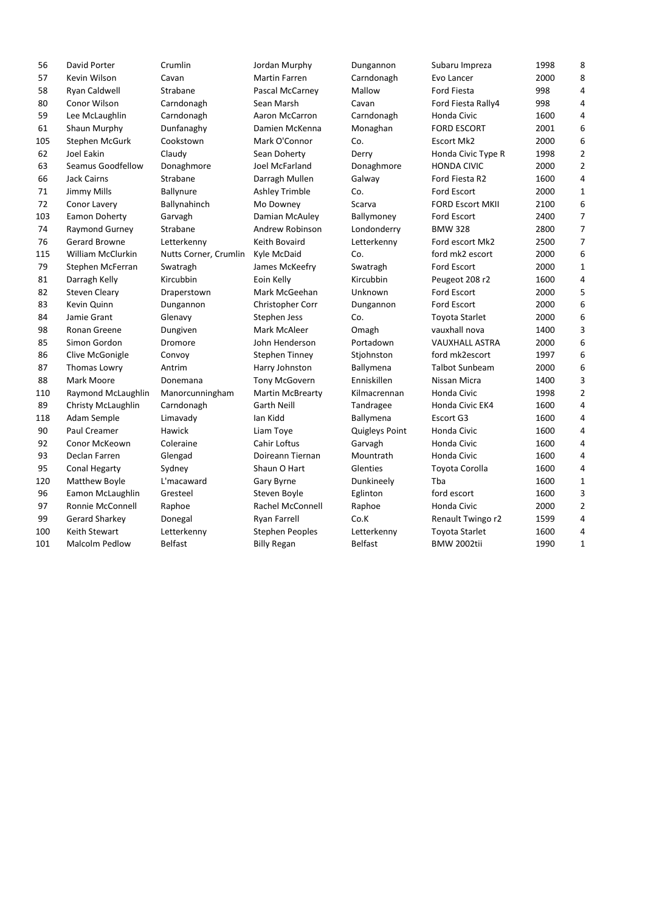| | | | | | | | |
|---|---|---|---|---|---|---|---|
| 56 | David Porter | Crumlin | Jordan Murphy | Dungannon | Subaru Impreza | 1998 | 8 |
| 57 | Kevin Wilson | Cavan | Martin Farren | Carndonagh | Evo Lancer | 2000 | 8 |
| 58 | Ryan Caldwell | Strabane | Pascal McCarney | Mallow | Ford Fiesta | 998 | 4 |
| 80 | Conor Wilson | Carndonagh | Sean Marsh | Cavan | Ford Fiesta Rally4 | 998 | 4 |
| 59 | Lee McLaughlin | Carndonagh | Aaron McCarron | Carndonagh | Honda Civic | 1600 | 4 |
| 61 | Shaun Murphy | Dunfanaghy | Damien McKenna | Monaghan | FORD ESCORT | 2001 | 6 |
| 105 | Stephen McGurk | Cookstown | Mark O'Connor | Co. | Escort Mk2 | 2000 | 6 |
| 62 | Joel Eakin | Claudy | Sean Doherty | Derry | Honda Civic Type R | 1998 | 2 |
| 63 | Seamus Goodfellow | Donaghmore | Joel McFarland | Donaghmore | HONDA CIVIC | 2000 | 2 |
| 66 | Jack Cairns | Strabane | Darragh Mullen | Galway | Ford Fiesta R2 | 1600 | 4 |
| 71 | Jimmy Mills | Ballynure | Ashley Trimble | Co. | Ford Escort | 2000 | 1 |
| 72 | Conor Lavery | Ballynahinch | Mo Downey | Scarva | FORD Escort MKII | 2100 | 6 |
| 103 | Eamon Doherty | Garvagh | Damian McAuley | Ballymoney | Ford Escort | 2400 | 7 |
| 74 | Raymond Gurney | Strabane | Andrew Robinson | Londonderry | BMW 328 | 2800 | 7 |
| 76 | Gerard Browne | Letterkenny | Keith Bovaird | Letterkenny | Ford escort Mk2 | 2500 | 7 |
| 115 | William McClurkin | Nutts Corner, Crumlin | Kyle McDaid | Co. | ford mk2 escort | 2000 | 6 |
| 79 | Stephen McFerran | Swatragh | James McKeefry | Swatragh | Ford Escort | 2000 | 1 |
| 81 | Darragh Kelly | Kircubbin | Eoin Kelly | Kircubbin | Peugeot 208 r2 | 1600 | 4 |
| 82 | Steven Cleary | Draperstown | Mark McGeehan | Unknown | Ford Escort | 2000 | 5 |
| 83 | Kevin Quinn | Dungannon | Christopher Corr | Dungannon | Ford Escort | 2000 | 6 |
| 84 | Jamie Grant | Glenavy | Stephen Jess | Co. | Toyota Starlet | 2000 | 6 |
| 98 | Ronan Greene | Dungiven | Mark McAleer | Omagh | vauxhall nova | 1400 | 3 |
| 85 | Simon Gordon | Dromore | John Henderson | Portadown | VAUXHALL ASTRA | 2000 | 6 |
| 86 | Clive McGonigle | Convoy | Stephen Tinney | Stjohnston | ford mk2escort | 1997 | 6 |
| 87 | Thomas Lowry | Antrim | Harry Johnston | Ballymena | Talbot Sunbeam | 2000 | 6 |
| 88 | Mark Moore | Donemana | Tony McGovern | Enniskillen | Nissan Micra | 1400 | 3 |
| 110 | Raymond McLaughlin | Manorcunningham | Martin McBrearty | Kilmacrennan | Honda Civic | 1998 | 2 |
| 89 | Christy McLaughlin | Carndonagh | Garth Neill | Tandragee | Honda Civic EK4 | 1600 | 4 |
| 118 | Adam Semple | Limavady | Ian Kidd | Ballymena | Escort G3 | 1600 | 4 |
| 90 | Paul Creamer | Hawick | Liam Toye | Quigleys Point | Honda Civic | 1600 | 4 |
| 92 | Conor McKeown | Coleraine | Cahir Loftus | Garvagh | Honda Civic | 1600 | 4 |
| 93 | Declan Farren | Glengad | Doireann Tiernan | Mountrath | Honda Civic | 1600 | 4 |
| 95 | Conal Hegarty | Sydney | Shaun O Hart | Glenties | Toyota Corolla | 1600 | 4 |
| 120 | Matthew Boyle | L'macaward | Gary Byrne | Dunkineely | Tba | 1600 | 1 |
| 96 | Eamon McLaughlin | Gresteel | Steven Boyle | Eglinton | ford escort | 1600 | 3 |
| 97 | Ronnie McConnell | Raphoe | Rachel McConnell | Raphoe | Honda Civic | 2000 | 2 |
| 99 | Gerard Sharkey | Donegal | Ryan Farrell | Co.K | Renault Twingo r2 | 1599 | 4 |
| 100 | Keith Stewart | Letterkenny | Stephen Peoples | Letterkenny | Toyota Starlet | 1600 | 4 |
| 101 | Malcolm Pedlow | Belfast | Billy Regan | Belfast | BMW 2002tii | 1990 | 1 |